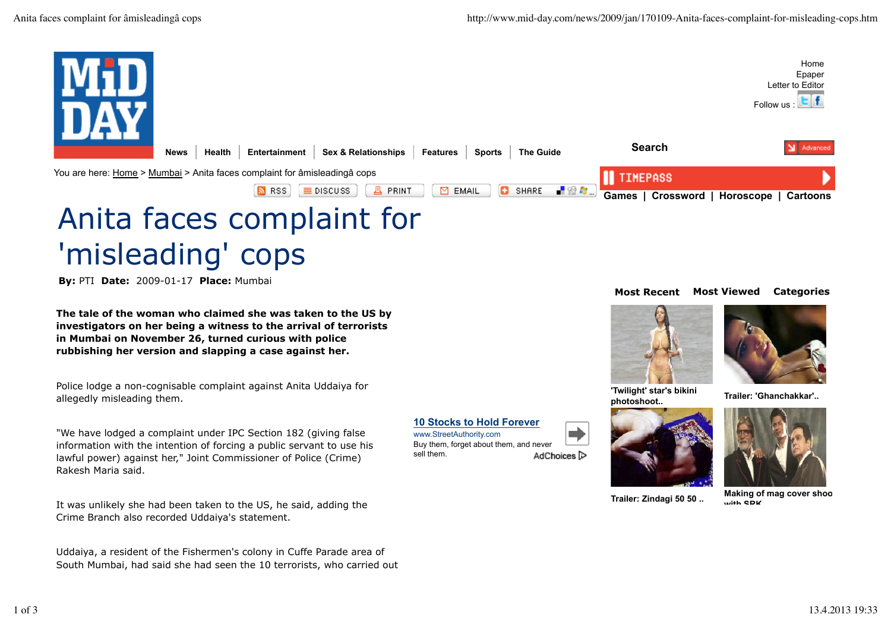Home
Epaper
Letter to Editor
Follow us :

News | Health | Entertainment | Sex & Relationships | Features | Sports | The Guide

Search

You are here: Home > Mumbai > Anita faces complaint for âmisleadingâ cops

RSS | DISCUSS | PRINT | EMAIL | SHARE

TIMEPASS

Games | Crossword | Horoscope | Cartoons

# Anita faces complaint for 'misleading' cops

**By:** PTI **Date:** 2009-01-17 **Place:** Mumbai

**The tale of the woman who claimed she was taken to the US by investigators on her being a witness to the arrival of terrorists in Mumbai on November 26, turned curious with police rubbishing her version and slapping a case against her.**

Police lodge a non-cognisable complaint against Anita Uddaiya for allegedly misleading them.

"We have lodged a complaint under IPC Section 182 (giving false information with the intention of forcing a public servant to use his lawful power) against her," Joint Commissioner of Police (Crime) Rakesh Maria said.

It was unlikely she had been taken to the US, he said, adding the Crime Branch also recorded Uddaiya's statement.

Uddaiya, a resident of the Fishermen's colony in Cuffe Parade area of South Mumbai, had said she had seen the 10 terrorists, who carried out

**Most Recent** **Most Viewed** **Categories**

'Twilight' star's bikini photoshoot..

Trailer: 'Ghanchakkar'..

Trailer: Zindagi 50 50 ..

Making of mag cover shoo with SRK

10 Stocks to Hold Forever
www.StreetAuthority.com
Buy them, forget about them, and never sell them.
AdChoices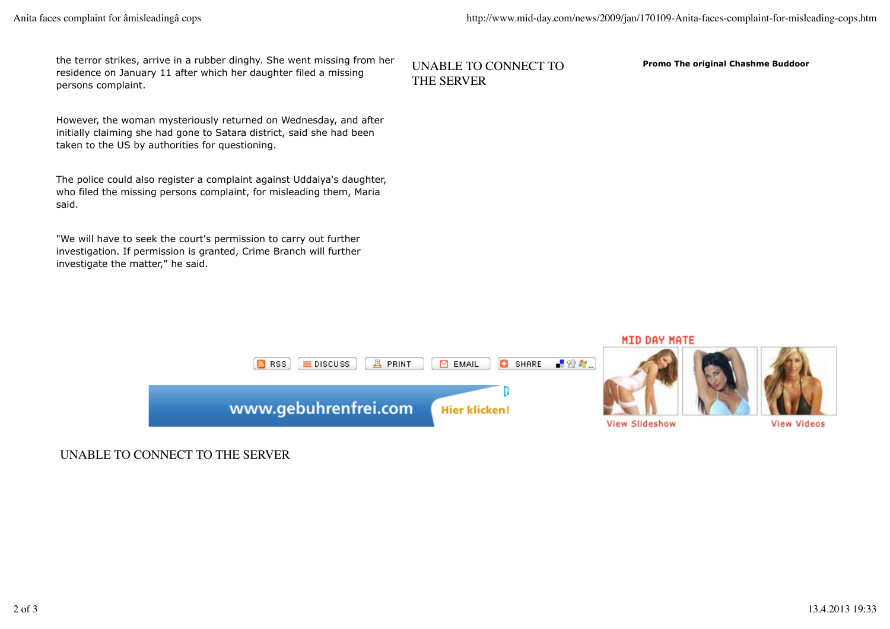the terror strikes, arrive in a rubber dinghy. She went missing from her residence on January 11 after which her daughter filed a missing persons complaint.

However, the woman mysteriously returned on Wednesday, and after initially claiming she had gone to Satara district, said she had been taken to the US by authorities for questioning.

The police could also register a complaint against Uddaiya's daughter, who filed the missing persons complaint, for misleading them, Maria said.

"We will have to seek the court's permission to carry out further investigation. If permission is granted, Crime Branch will further investigate the matter," he said.

UNABLE TO CONNECT TO THE SERVER

**Promo The original Chashme Buddoor**

RSS DISCUSS PRINT EMAIL SHARE

www.gebuhrenfrei.com Hier klicken!

MID DAY MATE

View Slideshow View Videos

UNABLE TO CONNECT TO THE SERVER